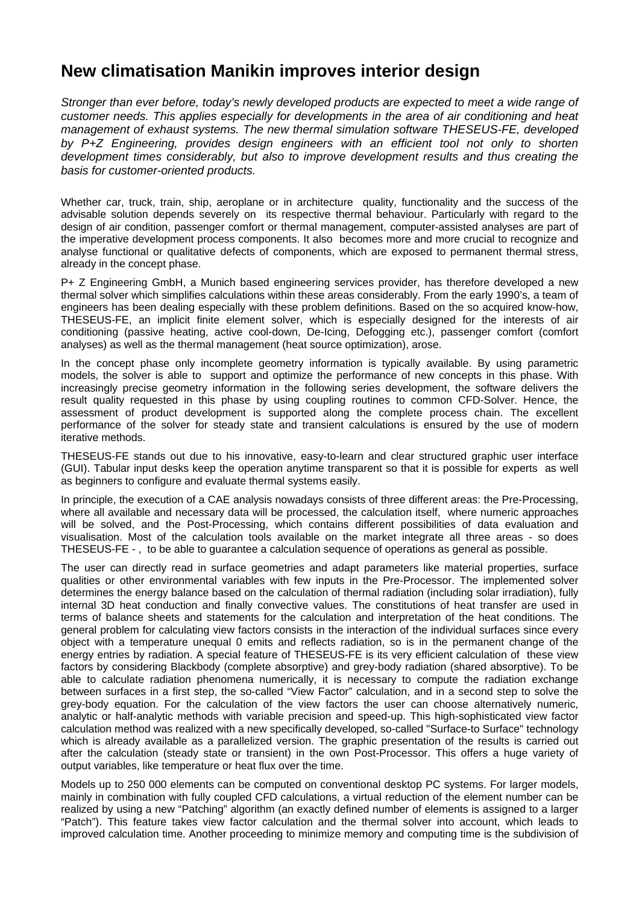# New climatisation Manikin improves interior design

*Stronger than ever before, today's newly developed products are expected to meet a wide range of customer needs. This applies especially for developments in the area of air conditioning and heat management of exhaust systems. The new thermal simulation software THESEUS-FE, developed by P+Z Engineering, provides design engineers with an efficient tool not only to shorten development times considerably, but also to improve development results and thus creating the basis for customer-oriented products.*

Whether car, truck, train, ship, aeroplane or in architecture quality, functionality and the success of the advisable solution depends severely on its respective thermal behaviour. Particularly with regard to the design of air condition, passenger comfort or thermal management, computer-assisted analyses are part of the imperative development process components. It also becomes more and more crucial to recognize and analyse functional or qualitative defects of components, which are exposed to permanent thermal stress, already in the concept phase.

P+ Z Engineering GmbH, a Munich based engineering services provider, has therefore developed a new thermal solver which simplifies calculations within these areas considerably. From the early 1990's, a team of engineers has been dealing especially with these problem definitions. Based on the so acquired know-how, THESEUS-FE, an implicit finite element solver, which is especially designed for the interests of air conditioning (passive heating, active cool-down, De-Icing, Defogging etc.), passenger comfort (comfort analyses) as well as the thermal management (heat source optimization), arose.

In the concept phase only incomplete geometry information is typically available. By using parametric models, the solver is able to support and optimize the performance of new concepts in this phase. With increasingly precise geometry information in the following series development, the software delivers the result quality requested in this phase by using coupling routines to common CFD-Solver. Hence, the assessment of product development is supported along the complete process chain. The excellent performance of the solver for steady state and transient calculations is ensured by the use of modern iterative methods.

THESEUS-FE stands out due to his innovative, easy-to-learn and clear structured graphic user interface (GUI). Tabular input desks keep the operation anytime transparent so that it is possible for experts as well as beginners to configure and evaluate thermal systems easily.

In principle, the execution of a CAE analysis nowadays consists of three different areas: the Pre-Processing, where all available and necessary data will be processed, the calculation itself, where numeric approaches will be solved, and the Post-Processing, which contains different possibilities of data evaluation and visualisation. Most of the calculation tools available on the market integrate all three areas - so does THESEUS-FE - , to be able to guarantee a calculation sequence of operations as general as possible.

The user can directly read in surface geometries and adapt parameters like material properties, surface qualities or other environmental variables with few inputs in the Pre-Processor. The implemented solver determines the energy balance based on the calculation of thermal radiation (including solar irradiation), fully internal 3D heat conduction and finally convective values. The constitutions of heat transfer are used in terms of balance sheets and statements for the calculation and interpretation of the heat conditions. The general problem for calculating view factors consists in the interaction of the individual surfaces since every object with a temperature unequal 0 emits and reflects radiation, so is in the permanent change of the energy entries by radiation. A special feature of THESEUS-FE is its very efficient calculation of these view factors by considering Blackbody (complete absorptive) and grey-body radiation (shared absorptive). To be able to calculate radiation phenomena numerically, it is necessary to compute the radiation exchange between surfaces in a first step, the so-called "View Factor" calculation, and in a second step to solve the grey-body equation. For the calculation of the view factors the user can choose alternatively numeric, analytic or half-analytic methods with variable precision and speed-up. This high-sophisticated view factor calculation method was realized with a new specifically developed, so-called "Surface-to Surface" technology which is already available as a parallelized version. The graphic presentation of the results is carried out after the calculation (steady state or transient) in the own Post-Processor. This offers a huge variety of output variables, like temperature or heat flux over the time.

Models up to 250 000 elements can be computed on conventional desktop PC systems. For larger models, mainly in combination with fully coupled CFD calculations, a virtual reduction of the element number can be realized by using a new "Patching" algorithm (an exactly defined number of elements is assigned to a larger "Patch"). This feature takes view factor calculation and the thermal solver into account, which leads to improved calculation time. Another proceeding to minimize memory and computing time is the subdivision of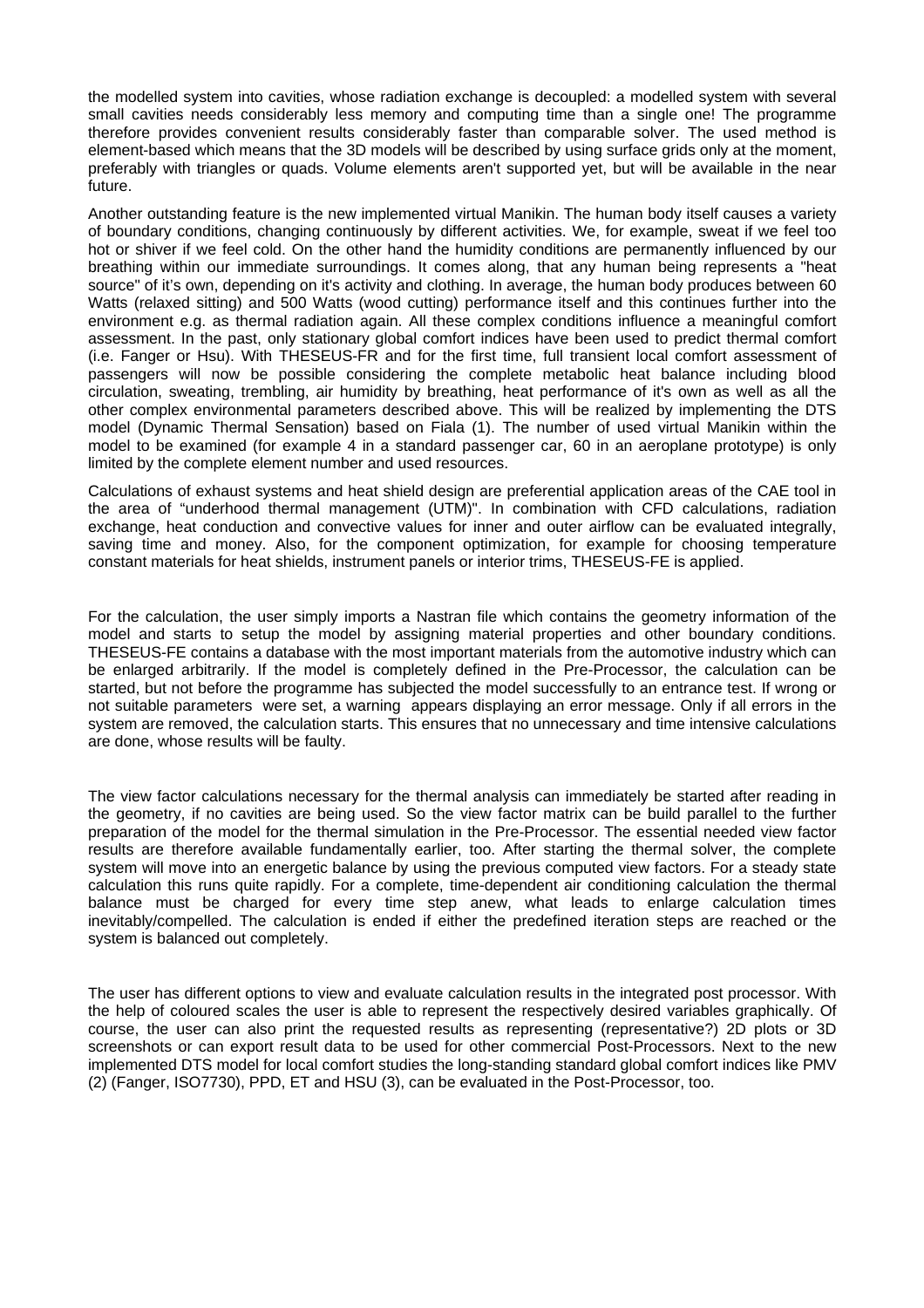the modelled system into cavities, whose radiation exchange is decoupled: a modelled system with several small cavities needs considerably less memory and computing time than a single one! The programme therefore provides convenient results considerably faster than comparable solver. The used method is element-based which means that the 3D models will be described by using surface grids only at the moment, preferably with triangles or quads. Volume elements aren't supported yet, but will be available in the near future.

Another outstanding feature is the new implemented virtual Manikin. The human body itself causes a variety of boundary conditions, changing continuously by different activities. We, for example, sweat if we feel too hot or shiver if we feel cold. On the other hand the humidity conditions are permanently influenced by our breathing within our immediate surroundings. It comes along, that any human being represents a "heat source" of it's own, depending on it's activity and clothing. In average, the human body produces between 60 Watts (relaxed sitting) and 500 Watts (wood cutting) performance itself and this continues further into the environment e.g. as thermal radiation again. All these complex conditions influence a meaningful comfort assessment. In the past, only stationary global comfort indices have been used to predict thermal comfort (i.e. Fanger or Hsu). With THESEUS-FR and for the first time, full transient local comfort assessment of passengers will now be possible considering the complete metabolic heat balance including blood circulation, sweating, trembling, air humidity by breathing, heat performance of it's own as well as all the other complex environmental parameters described above. This will be realized by implementing the DTS model (Dynamic Thermal Sensation) based on Fiala (1). The number of used virtual Manikin within the model to be examined (for example 4 in a standard passenger car, 60 in an aeroplane prototype) is only limited by the complete element number and used resources.

Calculations of exhaust systems and heat shield design are preferential application areas of the CAE tool in the area of "underhood thermal management (UTM)". In combination with CFD calculations, radiation exchange, heat conduction and convective values for inner and outer airflow can be evaluated integrally, saving time and money. Also, for the component optimization, for example for choosing temperature constant materials for heat shields, instrument panels or interior trims, THESEUS-FE is applied.

For the calculation, the user simply imports a Nastran file which contains the geometry information of the model and starts to setup the model by assigning material properties and other boundary conditions. THESEUS-FE contains a database with the most important materials from the automotive industry which can be enlarged arbitrarily. If the model is completely defined in the Pre-Processor, the calculation can be started, but not before the programme has subjected the model successfully to an entrance test. If wrong or not suitable parameters were set, a warning appears displaying an error message. Only if all errors in the system are removed, the calculation starts. This ensures that no unnecessary and time intensive calculations are done, whose results will be faulty.

The view factor calculations necessary for the thermal analysis can immediately be started after reading in the geometry, if no cavities are being used. So the view factor matrix can be build parallel to the further preparation of the model for the thermal simulation in the Pre-Processor. The essential needed view factor results are therefore available fundamentally earlier, too. After starting the thermal solver, the complete system will move into an energetic balance by using the previous computed view factors. For a steady state calculation this runs quite rapidly. For a complete, time-dependent air conditioning calculation the thermal balance must be charged for every time step anew, what leads to enlarge calculation times inevitably/compelled. The calculation is ended if either the predefined iteration steps are reached or the system is balanced out completely.

The user has different options to view and evaluate calculation results in the integrated post processor. With the help of coloured scales the user is able to represent the respectively desired variables graphically. Of course, the user can also print the requested results as representing (representative?) 2D plots or 3D screenshots or can export result data to be used for other commercial Post-Processors. Next to the new implemented DTS model for local comfort studies the long-standing standard global comfort indices like PMV (2) (Fanger, ISO7730), PPD, ET and HSU (3), can be evaluated in the Post-Processor, too.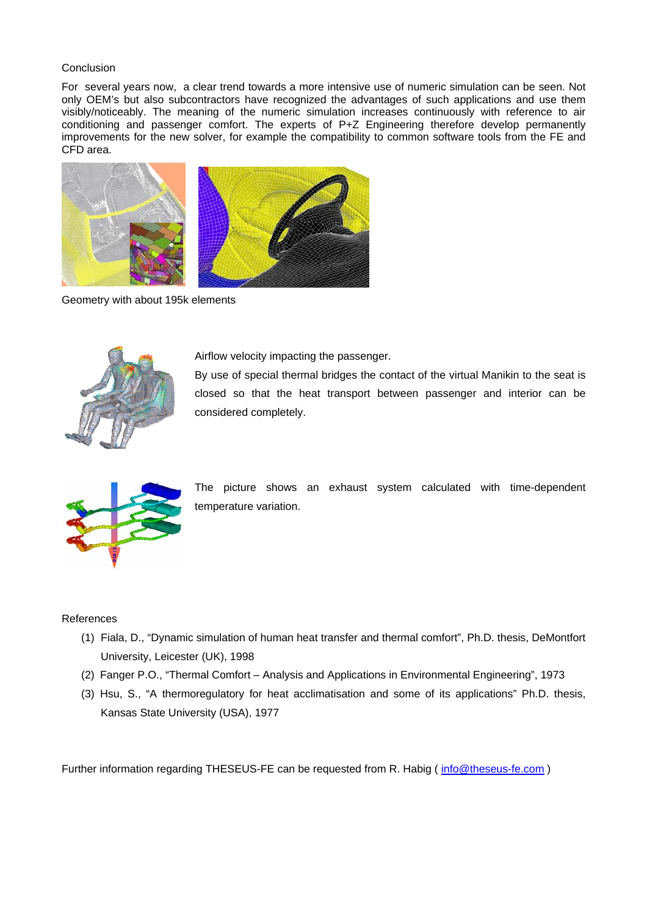## Conclusion

For several years now, a clear trend towards a more intensive use of numeric simulation can be seen. Not only OEM's but also subcontractors have recognized the advantages of such applications and use them visibly/noticeably. The meaning of the numeric simulation increases continuously with reference to air conditioning and passenger comfort. The experts of P+Z Engineering therefore develop permanently improvements for the new solver, for example the compatibility to common software tools from the FE and CFD area.

Geometry with about 195k elements

Airflow velocity impacting the passenger.

By use of special thermal bridges the contact of the virtual Manikin to the seat is closed so that the heat transport between passenger and interior can be considered completely.

The picture shows an exhaust system calculated with time-dependent temperature variation.

## References

1. Fiala, D., "Dynamic simulation of human heat transfer and thermal comfort", Ph.D. thesis, DeMontfort University, Leicester (UK), 1998
2. Fanger P.O., "Thermal Comfort – Analysis and Applications in Environmental Engineering", 1973
3. Hsu, S., "A thermoregulatory for heat acclimatisation and some of its applications" Ph.D. thesis, Kansas State University (USA), 1977

Further information regarding THESEUS-FE can be requested from R. Habig ( info@theseus-fe.com )